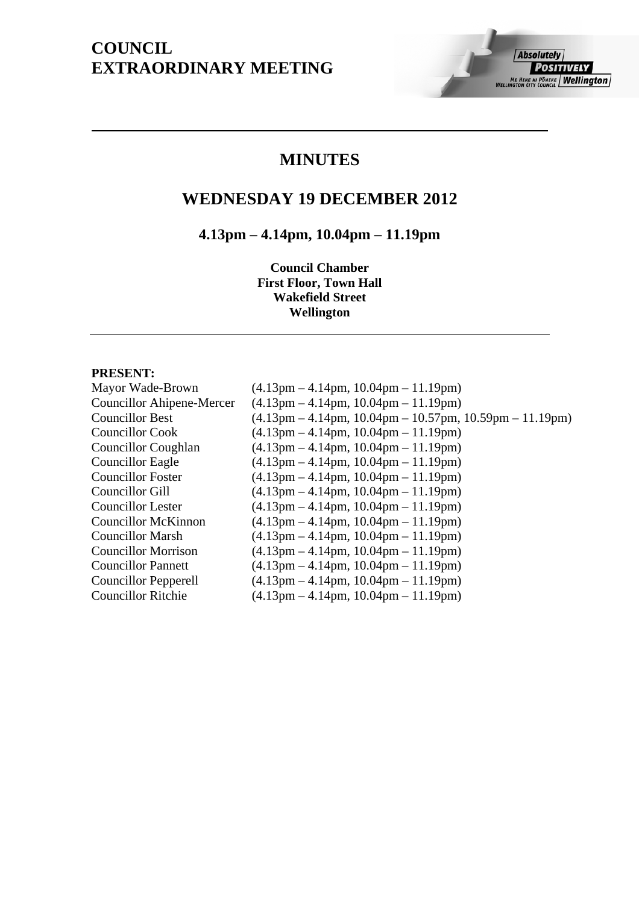# COUNCIL EXTRAORDINARY MEETING

## MINUTES

## WEDNESDAY 19 DECEMBER 2012

### 4.13pm – 4.14pm, 10.04pm – 11.19pm

**Council Chamber**
**First Floor, Town Hall**
**Wakefield Street**
**Wellington**

---

**PRESENT:**

| | |
|---|---|
| Mayor Wade-Brown | (4.13pm – 4.14pm, 10.04pm – 11.19pm) |
| Councillor Ahipene-Mercer | (4.13pm – 4.14pm, 10.04pm – 11.19pm) |
| Councillor Best | (4.13pm – 4.14pm, 10.04pm – 10.57pm, 10.59pm – 11.19pm) |
| Councillor Cook | (4.13pm – 4.14pm, 10.04pm – 11.19pm) |
| Councillor Coughlan | (4.13pm – 4.14pm, 10.04pm – 11.19pm) |
| Councillor Eagle | (4.13pm – 4.14pm, 10.04pm – 11.19pm) |
| Councillor Foster | (4.13pm – 4.14pm, 10.04pm – 11.19pm) |
| Councillor Gill | (4.13pm – 4.14pm, 10.04pm – 11.19pm) |
| Councillor Lester | (4.13pm – 4.14pm, 10.04pm – 11.19pm) |
| Councillor McKinnon | (4.13pm – 4.14pm, 10.04pm – 11.19pm) |
| Councillor Marsh | (4.13pm – 4.14pm, 10.04pm – 11.19pm) |
| Councillor Morrison | (4.13pm – 4.14pm, 10.04pm – 11.19pm) |
| Councillor Pannett | (4.13pm – 4.14pm, 10.04pm – 11.19pm) |
| Councillor Pepperell | (4.13pm – 4.14pm, 10.04pm – 11.19pm) |
| Councillor Ritchie | (4.13pm – 4.14pm, 10.04pm – 11.19pm) |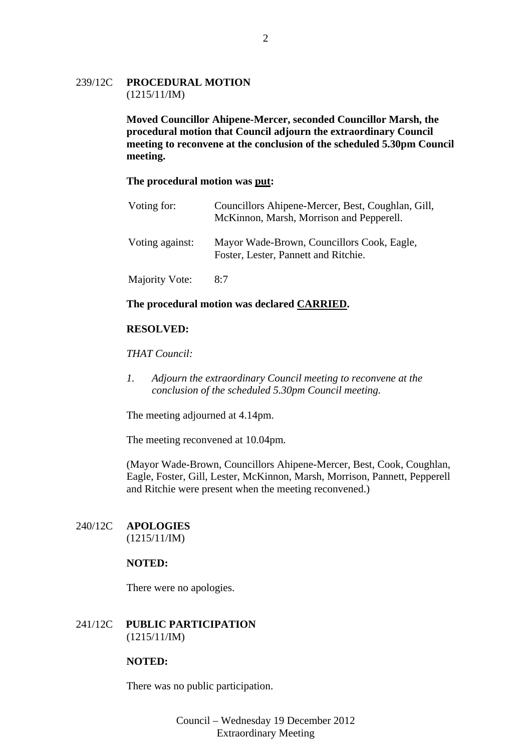## 239/12C PROCEDURAL MOTION
(1215/11/IM)

**Moved Councillor Ahipene-Mercer, seconded Councillor Marsh, the procedural motion that Council adjourn the extraordinary Council meeting to reconvene at the conclusion of the scheduled 5.30pm Council meeting.**

**The procedural motion was put:**

| | |
|---|---|
| Voting for: | Councillors Ahipene-Mercer, Best, Coughlan, Gill, McKinnon, Marsh, Morrison and Pepperell. |
| Voting against: | Mayor Wade-Brown, Councillors Cook, Eagle, Foster, Lester, Pannett and Ritchie. |
| Majority Vote: | 8:7 |

**The procedural motion was declared CARRIED.**

**RESOLVED:**

*THAT Council:*

1. *Adjourn the extraordinary Council meeting to reconvene at the conclusion of the scheduled 5.30pm Council meeting.*

The meeting adjourned at 4.14pm.

The meeting reconvened at 10.04pm.

(Mayor Wade-Brown, Councillors Ahipene-Mercer, Best, Cook, Coughlan, Eagle, Foster, Gill, Lester, McKinnon, Marsh, Morrison, Pannett, Pepperell and Ritchie were present when the meeting reconvened.)

## 240/12C APOLOGIES
(1215/11/IM)

**NOTED:**

There were no apologies.

## 241/12C PUBLIC PARTICIPATION
(1215/11/IM)

**NOTED:**

There was no public participation.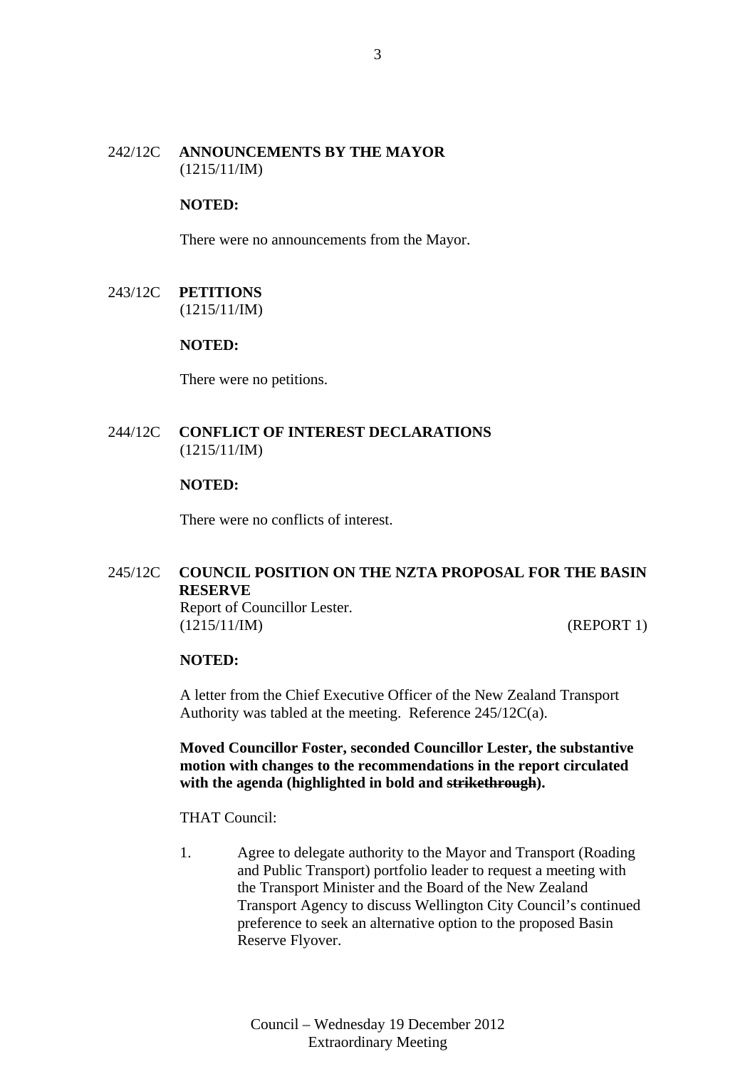242/12C **ANNOUNCEMENTS BY THE MAYOR**
(1215/11/IM)

**NOTED:**

There were no announcements from the Mayor.

243/12C **PETITIONS**
(1215/11/IM)

**NOTED:**

There were no petitions.

244/12C **CONFLICT OF INTEREST DECLARATIONS**
(1215/11/IM)

**NOTED:**

There were no conflicts of interest.

245/12C **COUNCIL POSITION ON THE NZTA PROPOSAL FOR THE BASIN RESERVE**
Report of Councillor Lester.
(1215/11/IM) (REPORT 1)

**NOTED:**

A letter from the Chief Executive Officer of the New Zealand Transport Authority was tabled at the meeting. Reference 245/12C(a).

**Moved Councillor Foster, seconded Councillor Lester, the substantive motion with changes to the recommendations in the report circulated with the agenda (highlighted in bold and ~~strikethrough~~).**

THAT Council:

1. Agree to delegate authority to the Mayor and Transport (Roading and Public Transport) portfolio leader to request a meeting with the Transport Minister and the Board of the New Zealand Transport Agency to discuss Wellington City Council's continued preference to seek an alternative option to the proposed Basin Reserve Flyover.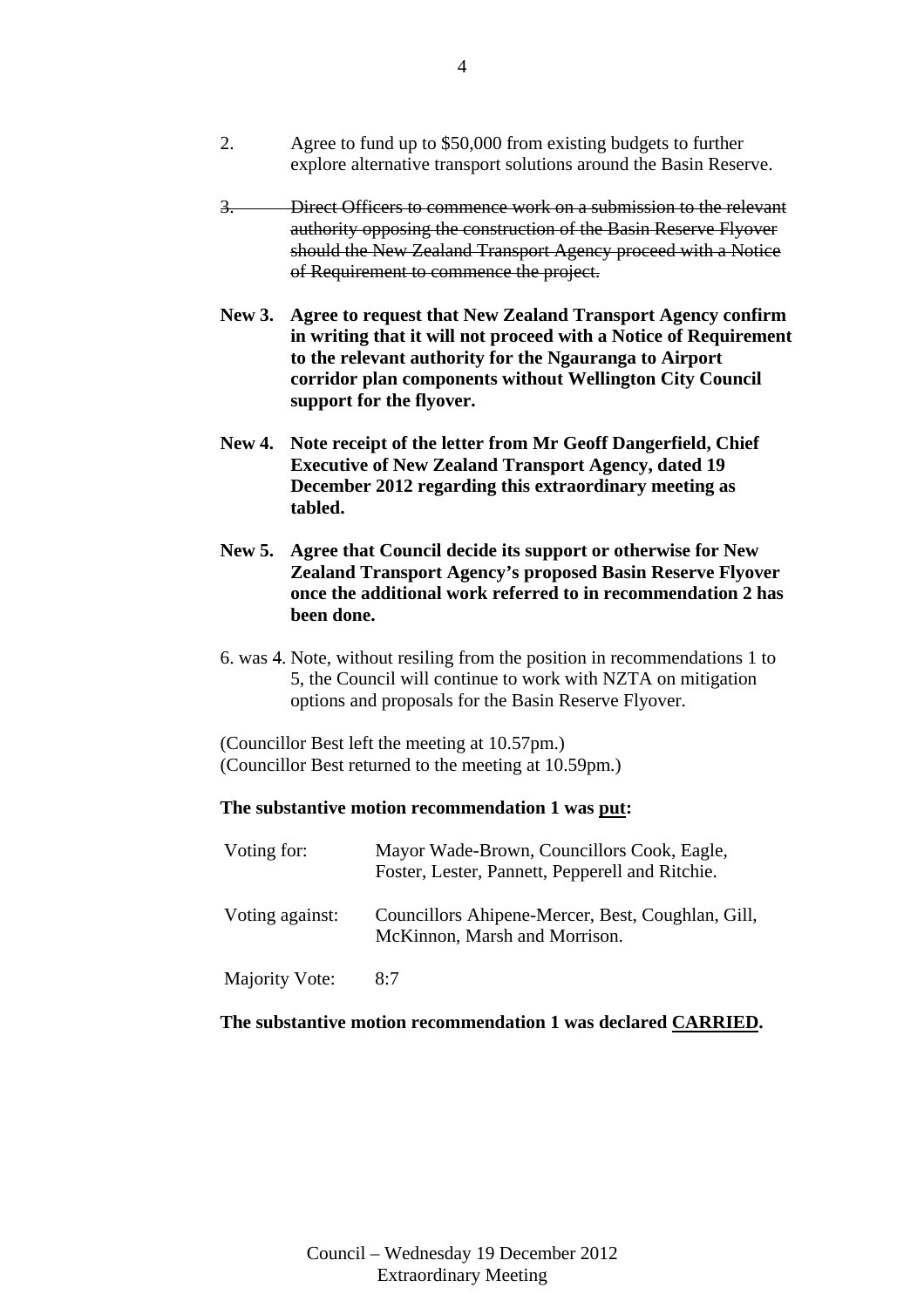2. Agree to fund up to $50,000 from existing budgets to further explore alternative transport solutions around the Basin Reserve.

~~3. Direct Officers to commence work on a submission to the relevant authority opposing the construction of the Basin Reserve Flyover should the New Zealand Transport Agency proceed with a Notice of Requirement to commence the project.~~

**New 3. Agree to request that New Zealand Transport Agency confirm in writing that it will not proceed with a Notice of Requirement to the relevant authority for the Ngauranga to Airport corridor plan components without Wellington City Council support for the flyover.**

**New 4. Note receipt of the letter from Mr Geoff Dangerfield, Chief Executive of New Zealand Transport Agency, dated 19 December 2012 regarding this extraordinary meeting as tabled.**

**New 5. Agree that Council decide its support or otherwise for New Zealand Transport Agency's proposed Basin Reserve Flyover once the additional work referred to in recommendation 2 has been done.**

6. was 4. Note, without resiling from the position in recommendations 1 to 5, the Council will continue to work with NZTA on mitigation options and proposals for the Basin Reserve Flyover.

(Councillor Best left the meeting at 10.57pm.)
(Councillor Best returned to the meeting at 10.59pm.)

**The substantive motion recommendation 1 was <u>put</u>:**

| | |
|---|---|
| Voting for: | Mayor Wade-Brown, Councillors Cook, Eagle, Foster, Lester, Pannett, Pepperell and Ritchie. |
| Voting against: | Councillors Ahipene-Mercer, Best, Coughlan, Gill, McKinnon, Marsh and Morrison. |
| Majority Vote: | 8:7 |

**The substantive motion recommendation 1 was declared <u>CARRIED</u>.**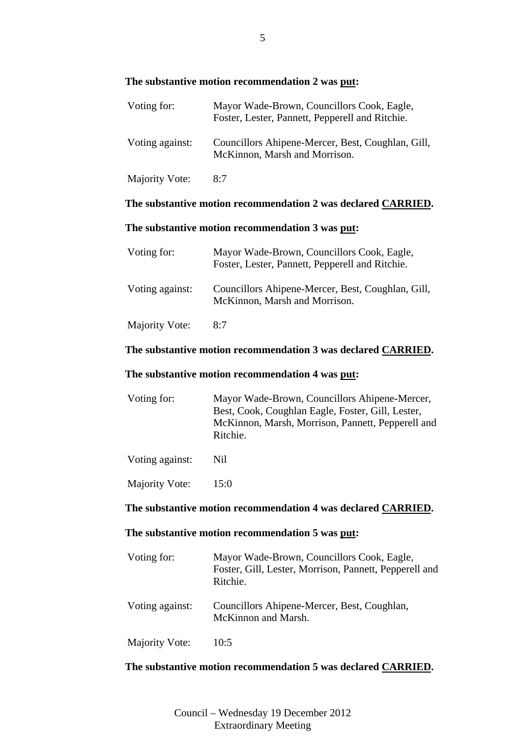**The substantive motion recommendation 2 was put:**

| | |
|---|---|
| Voting for: | Mayor Wade-Brown, Councillors Cook, Eagle, Foster, Lester, Pannett, Pepperell and Ritchie. |
| Voting against: | Councillors Ahipene-Mercer, Best, Coughlan, Gill, McKinnon, Marsh and Morrison. |
| Majority Vote: | 8:7 |

**The substantive motion recommendation 2 was declared CARRIED.**

**The substantive motion recommendation 3 was put:**

| | |
|---|---|
| Voting for: | Mayor Wade-Brown, Councillors Cook, Eagle, Foster, Lester, Pannett, Pepperell and Ritchie. |
| Voting against: | Councillors Ahipene-Mercer, Best, Coughlan, Gill, McKinnon, Marsh and Morrison. |
| Majority Vote: | 8:7 |

**The substantive motion recommendation 3 was declared CARRIED.**

**The substantive motion recommendation 4 was put:**

| | |
|---|---|
| Voting for: | Mayor Wade-Brown, Councillors Ahipene-Mercer, Best, Cook, Coughlan Eagle, Foster, Gill, Lester, McKinnon, Marsh, Morrison, Pannett, Pepperell and Ritchie. |
| Voting against: | Nil |
| Majority Vote: | 15:0 |

**The substantive motion recommendation 4 was declared CARRIED.**

**The substantive motion recommendation 5 was put:**

| | |
|---|---|
| Voting for: | Mayor Wade-Brown, Councillors Cook, Eagle, Foster, Gill, Lester, Morrison, Pannett, Pepperell and Ritchie. |
| Voting against: | Councillors Ahipene-Mercer, Best, Coughlan, McKinnon and Marsh. |
| Majority Vote: | 10:5 |

**The substantive motion recommendation 5 was declared CARRIED.**

Council – Wednesday 19 December 2012
Extraordinary Meeting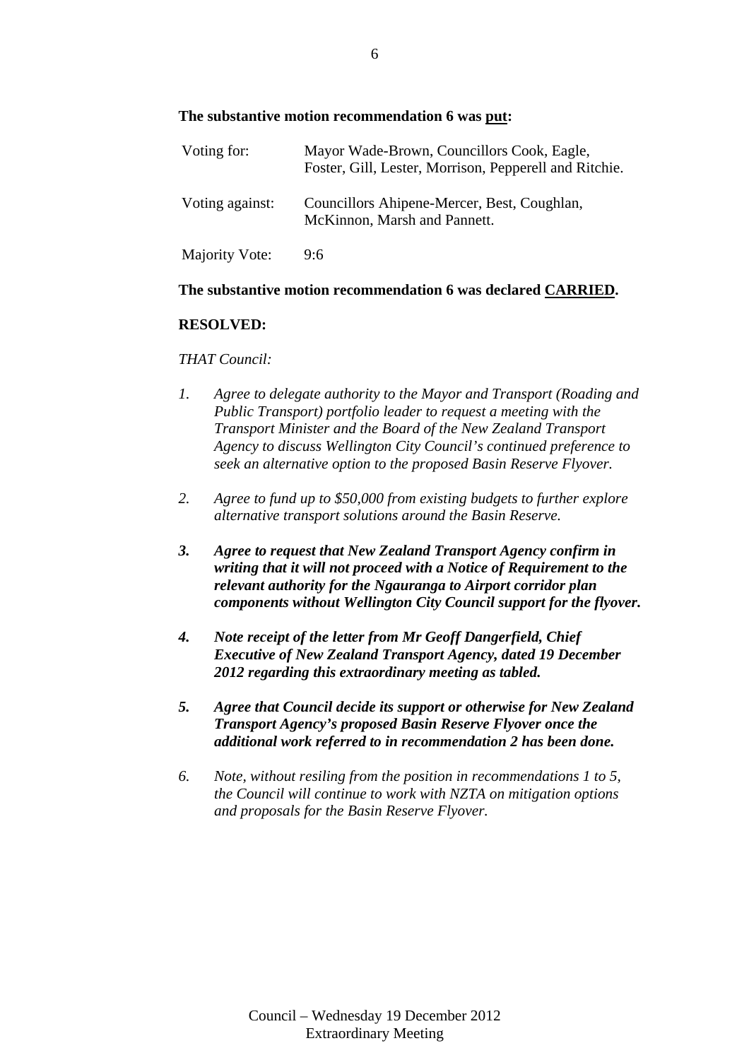**The substantive motion recommendation 6 was put:**

| | |
|---|---|
| Voting for: | Mayor Wade-Brown, Councillors Cook, Eagle, Foster, Gill, Lester, Morrison, Pepperell and Ritchie. |
| Voting against: | Councillors Ahipene-Mercer, Best, Coughlan, McKinnon, Marsh and Pannett. |
| Majority Vote: | 9:6 |

**The substantive motion recommendation 6 was declared CARRIED.**

**RESOLVED:**

*THAT Council:*

1. *Agree to delegate authority to the Mayor and Transport (Roading and Public Transport) portfolio leader to request a meeting with the Transport Minister and the Board of the New Zealand Transport Agency to discuss Wellington City Council's continued preference to seek an alternative option to the proposed Basin Reserve Flyover.*

2. *Agree to fund up to $50,000 from existing budgets to further explore alternative transport solutions around the Basin Reserve.*

3. ***Agree to request that New Zealand Transport Agency confirm in writing that it will not proceed with a Notice of Requirement to the relevant authority for the Ngauranga to Airport corridor plan components without Wellington City Council support for the flyover.***

4. ***Note receipt of the letter from Mr Geoff Dangerfield, Chief Executive of New Zealand Transport Agency, dated 19 December 2012 regarding this extraordinary meeting as tabled.***

5. ***Agree that Council decide its support or otherwise for New Zealand Transport Agency's proposed Basin Reserve Flyover once the additional work referred to in recommendation 2 has been done.***

6. *Note, without resiling from the position in recommendations 1 to 5, the Council will continue to work with NZTA on mitigation options and proposals for the Basin Reserve Flyover.*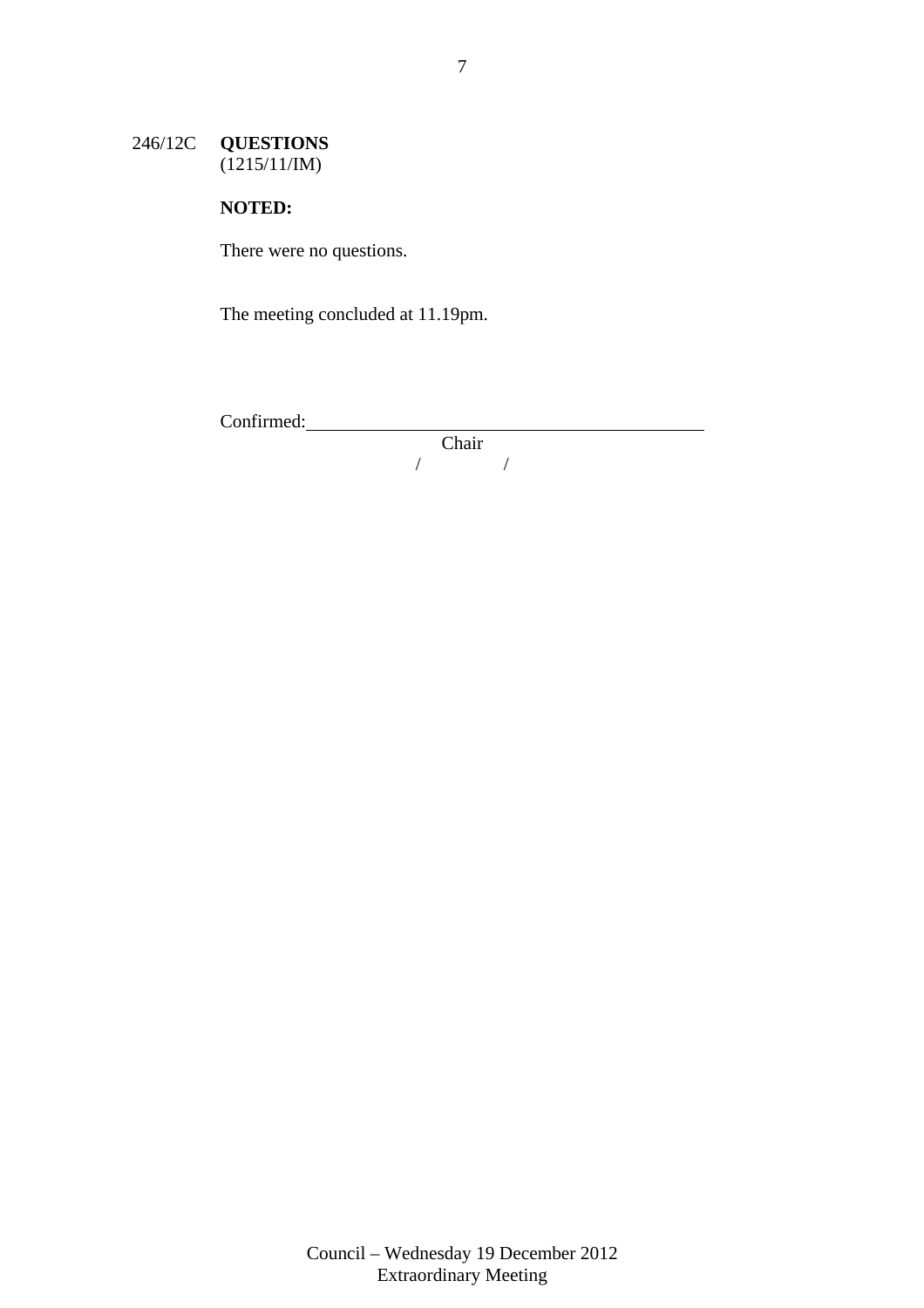246/12C **QUESTIONS**
(1215/11/IM)

**NOTED:**

There were no questions.

The meeting concluded at 11.19pm.

Confirmed:______________________________________

Chair

/ /